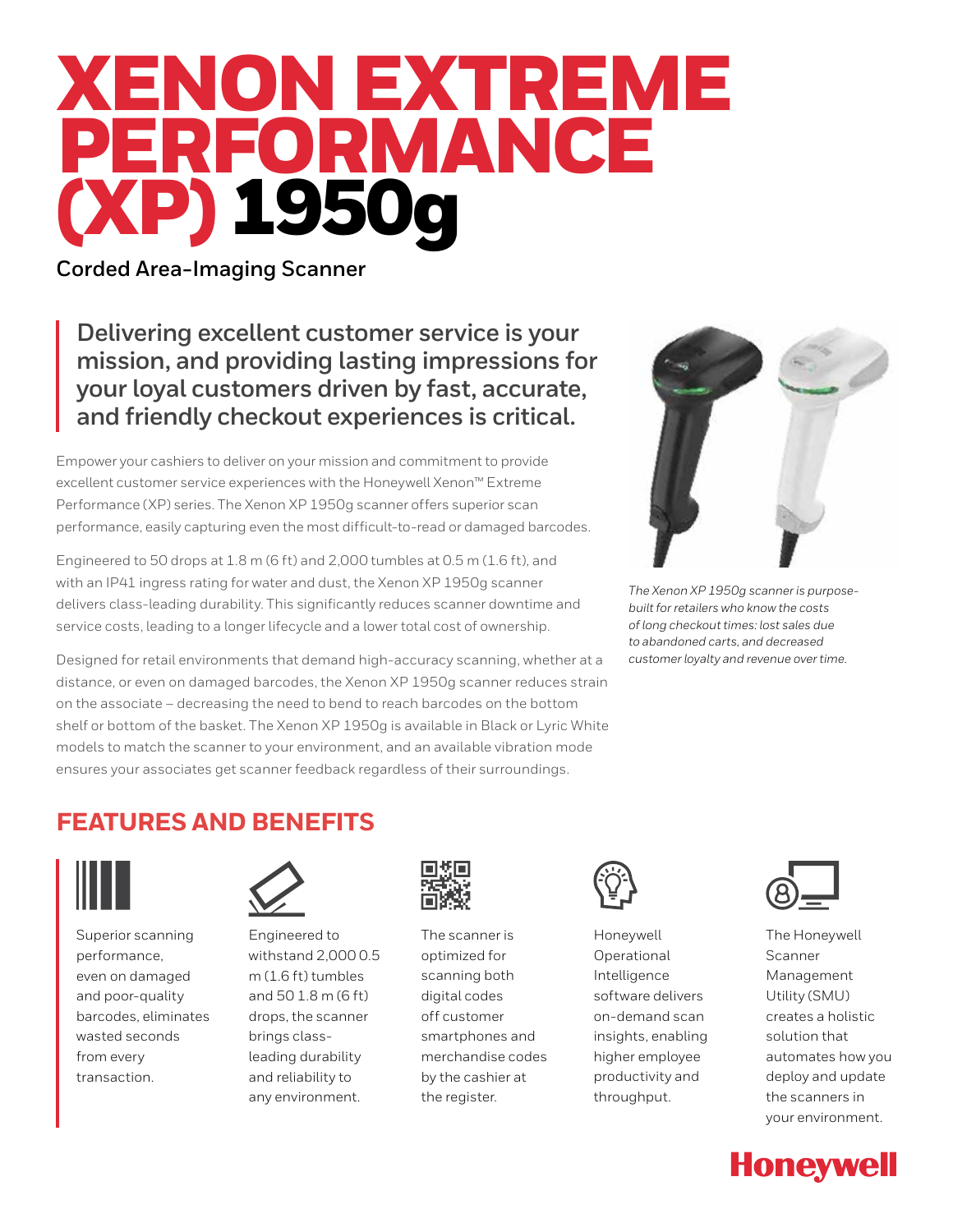# XENON EXTREME PERFORMANCE (XP) 1950g

Corded Area-Imaging Scanner

**Delivering excellent customer service is your mission, and providing lasting impressions for your loyal customers driven by fast, accurate, and friendly checkout experiences is critical.**

Empower your cashiers to deliver on your mission and commitment to provide excellent customer service experiences with the Honeywell Xenon™ Extreme Performance (XP) series. The Xenon XP 1950g scanner offers superior scan performance, easily capturing even the most difficult-to-read or damaged barcodes.

Engineered to 50 drops at 1.8 m (6 ft) and 2,000 tumbles at 0.5 m (1.6 ft), and with an IP41 ingress rating for water and dust, the Xenon XP 1950g scanner delivers class-leading durability. This significantly reduces scanner downtime and service costs, leading to a longer lifecycle and a lower total cost of ownership.

Designed for retail environments that demand high-accuracy scanning, whether at a distance, or even on damaged barcodes, the Xenon XP 1950g scanner reduces strain on the associate – decreasing the need to bend to reach barcodes on the bottom shelf or bottom of the basket. The Xenon XP 1950g is available in Black or Lyric White models to match the scanner to your environment, and an available vibration mode ensures your associates get scanner feedback regardless of their surroundings.

*The Xenon XP 1950g scanner is purpose-built for retailers who know the costs of long checkout times: lost sales due to abandoned carts, and decreased customer loyalty and revenue over time.*

## FEATURES AND BENEFITS

Superior scanning performance, even on damaged and poor-quality barcodes, eliminates wasted seconds from every transaction.

Engineered to withstand 2,000 0.5 m (1.6 ft) tumbles and 50 1.8 m (6 ft) drops, the scanner brings class-leading durability and reliability to any environment.

The scanner is optimized for scanning both digital codes off customer smartphones and merchandise codes by the cashier at the register.

Honeywell Operational Intelligence software delivers on-demand scan insights, enabling higher employee productivity and throughput.

The Honeywell Scanner Management Utility (SMU) creates a holistic solution that automates how you deploy and update the scanners in your environment.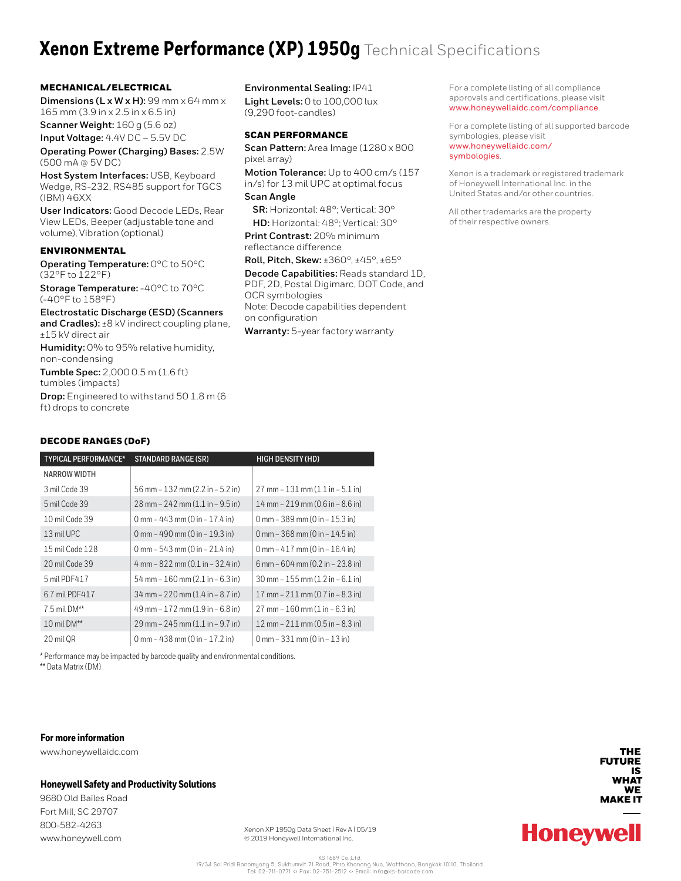# Xenon Extreme Performance (XP) 1950g Technical Specifications

## MECHANICAL/ELECTRICAL

**Dimensions (L x W x H):** 99 mm x 64 mm x 165 mm (3.9 in x 2.5 in x 6.5 in)

**Scanner Weight:** 160 g (5.6 oz)

**Input Voltage:** 4.4V DC – 5.5V DC

**Operating Power (Charging) Bases:** 2.5W (500 mA @ 5V DC)

**Host System Interfaces:** USB, Keyboard Wedge, RS-232, RS485 support for TGCS (IBM) 46XX

**User Indicators:** Good Decode LEDs, Rear View LEDs, Beeper (adjustable tone and volume), Vibration (optional)

## ENVIRONMENTAL

**Operating Temperature:** 0°C to 50°C (32°F to 122°F)

**Storage Temperature:** -40°C to 70°C (-40°F to 158°F)

**Electrostatic Discharge (ESD) (Scanners and Cradles):** ±8 kV indirect coupling plane, ±15 kV direct air

**Humidity:** 0% to 95% relative humidity, non-condensing

**Tumble Spec:** 2,000 0.5 m (1.6 ft) tumbles (impacts)

**Drop:** Engineered to withstand 50 1.8 m (6 ft) drops to concrete

**Environmental Sealing:** IP41

**Light Levels:** 0 to 100,000 lux (9,290 foot-candles)

## SCAN PERFORMANCE

**Scan Pattern:** Area Image (1280 x 800 pixel array)

**Motion Tolerance:** Up to 400 cm/s (157 in/s) for 13 mil UPC at optimal focus

**Scan Angle**

- **SR:** Horizontal: 48°; Vertical: 30°
- **HD:** Horizontal: 48°; Vertical: 30°

**Print Contrast:** 20% minimum reflectance difference

**Roll, Pitch, Skew:** ±360°, ±45°, ±65°

**Decode Capabilities:** Reads standard 1D, PDF, 2D, Postal Digimarc, DOT Code, and OCR symbologies

Note: Decode capabilities dependent on configuration

**Warranty:** 5-year factory warranty

For a complete listing of all compliance approvals and certifications, please visit www.honeywellaidc.com/compliance.

For a complete listing of all supported barcode symbologies, please visit www.honeywellaidc.com/symbologies.

Xenon is a trademark or registered trademark of Honeywell International Inc. in the United States and/or other countries.

All other trademarks are the property of their respective owners.

## DECODE RANGES (DoF)

| TYPICAL PERFORMANCE* | STANDARD RANGE (SR) | HIGH DENSITY (HD) |
|---|---|---|
| NARROW WIDTH | | |
| 3 mil Code 39 | 56 mm – 132 mm (2.2 in – 5.2 in) | 27 mm – 131 mm (1.1 in – 5.1 in) |
| 5 mil Code 39 | 28 mm – 242 mm (1.1 in – 9.5 in) | 14 mm – 219 mm (0.6 in – 8.6 in) |
| 10 mil Code 39 | 0 mm – 443 mm (0 in – 17.4 in) | 0 mm – 389 mm (0 in – 15.3 in) |
| 13 mil UPC | 0 mm – 490 mm (0 in – 19.3 in) | 0 mm – 368 mm (0 in – 14.5 in) |
| 15 mil Code 128 | 0 mm – 543 mm (0 in – 21.4 in) | 0 mm – 417 mm (0 in – 16.4 in) |
| 20 mil Code 39 | 4 mm – 822 mm (0.1 in – 32.4 in) | 6 mm – 604 mm (0.2 in – 23.8 in) |
| 5 mil PDF417 | 54 mm – 160 mm (2.1 in – 6.3 in) | 30 mm – 155 mm (1.2 in – 6.1 in) |
| 6.7 mil PDF417 | 34 mm – 220 mm (1.4 in – 8.7 in) | 17 mm – 211 mm (0.7 in – 8.3 in) |
| 7.5 mil DM** | 49 mm – 172 mm (1.9 in – 6.8 in) | 27 mm – 160 mm (1 in – 6.3 in) |
| 10 mil DM** | 29 mm – 245 mm (1.1 in – 9.7 in) | 12 mm – 211 mm (0.5 in – 8.3 in) |
| 20 mil QR | 0 mm – 438 mm (0 in – 17.2 in) | 0 mm – 331 mm (0 in – 13 in) |

* Performance may be impacted by barcode quality and environmental conditions.
** Data Matrix (DM)

**For more information**

www.honeywellaidc.com

**Honeywell Safety and Productivity Solutions**

9680 Old Bailes Road
Fort Mill, SC 29707
800-582-4263
www.honeywell.com

Xenon XP 1950g Data Sheet | Rev A | 05/19
© 2019 Honeywell International Inc.

THE FUTURE IS WHAT WE MAKE IT

Honeywell

KS 1689 Co.,Ltd.
19/34 Soi Pridi Banomyong 5, Sukhumvit 71 Road, Phra Khanong Nua, Watthana, Bangkok 10110, Thailand.
Tel: 02-711-0771 ‹› Fax: 02-751-2512 ‹› Email: info@ks-barcode.com